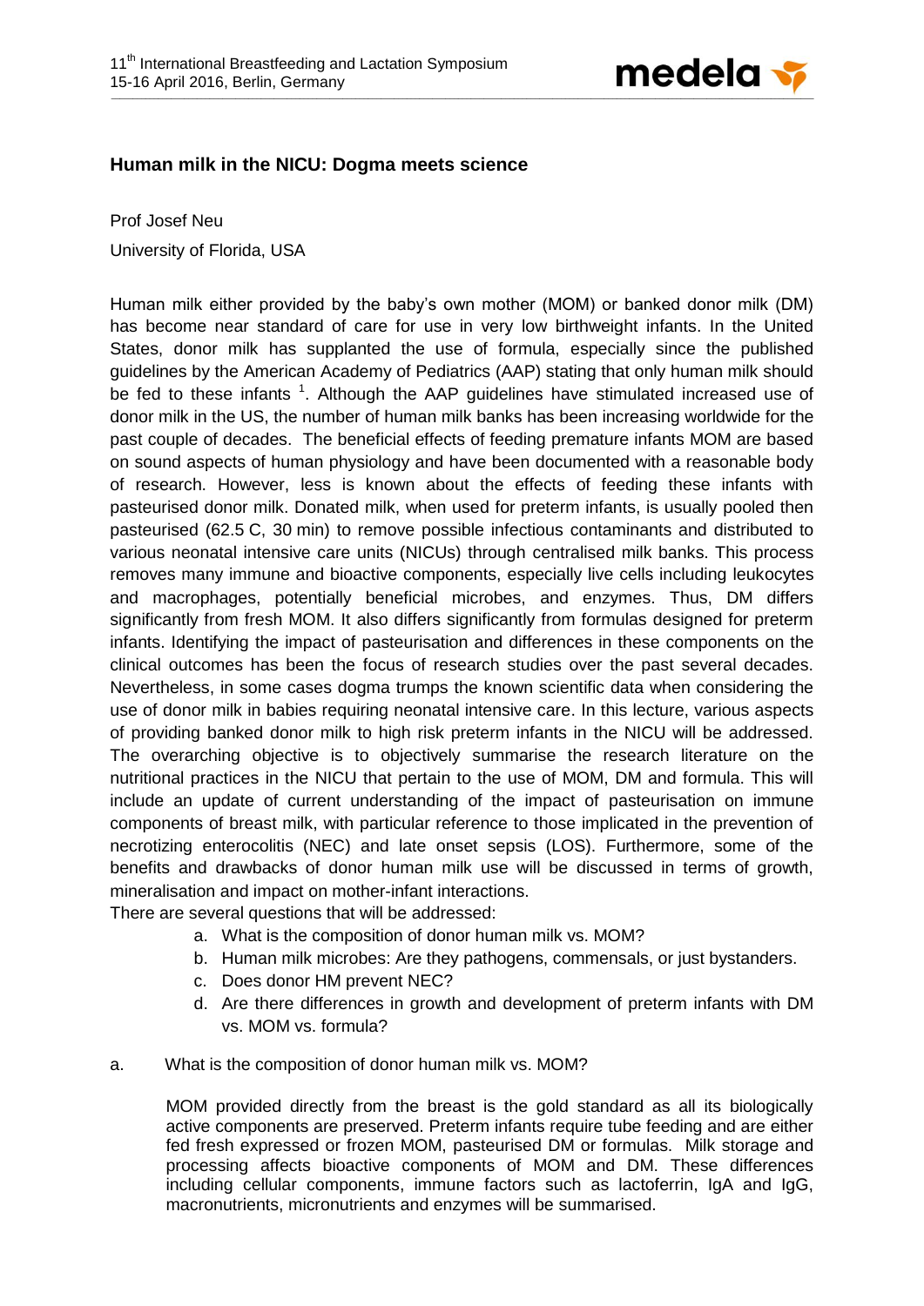## Human milk in the NICU: Dogma meets science

Prof Josef Neu

University of Florida, USA

Human milk either provided by the baby's own mother (MOM) or banked donor milk (DM) has become near standard of care for use in very low birthweight infants. In the United States, donor milk has supplanted the use of formula, especially since the published guidelines by the American Academy of Pediatrics (AAP) stating that only human milk should be fed to these infants [1]. Although the AAP guidelines have stimulated increased use of donor milk in the US, the number of human milk banks has been increasing worldwide for the past couple of decades. The beneficial effects of feeding premature infants MOM are based on sound aspects of human physiology and have been documented with a reasonable body of research. However, less is known about the effects of feeding these infants with pasteurised donor milk. Donated milk, when used for preterm infants, is usually pooled then pasteurised (62.5 C, 30 min) to remove possible infectious contaminants and distributed to various neonatal intensive care units (NICUs) through centralised milk banks. This process removes many immune and bioactive components, especially live cells including leukocytes and macrophages, potentially beneficial microbes, and enzymes. Thus, DM differs significantly from fresh MOM. It also differs significantly from formulas designed for preterm infants. Identifying the impact of pasteurisation and differences in these components on the clinical outcomes has been the focus of research studies over the past several decades. Nevertheless, in some cases dogma trumps the known scientific data when considering the use of donor milk in babies requiring neonatal intensive care. In this lecture, various aspects of providing banked donor milk to high risk preterm infants in the NICU will be addressed. The overarching objective is to objectively summarise the research literature on the nutritional practices in the NICU that pertain to the use of MOM, DM and formula. This will include an update of current understanding of the impact of pasteurisation on immune components of breast milk, with particular reference to those implicated in the prevention of necrotizing enterocolitis (NEC) and late onset sepsis (LOS). Furthermore, some of the benefits and drawbacks of donor human milk use will be discussed in terms of growth, mineralisation and impact on mother-infant interactions.

There are several questions that will be addressed:

a. What is the composition of donor human milk vs. MOM?
b. Human milk microbes: Are they pathogens, commensals, or just bystanders.
c. Does donor HM prevent NEC?
d. Are there differences in growth and development of preterm infants with DM vs. MOM vs. formula?

### a. What is the composition of donor human milk vs. MOM?

MOM provided directly from the breast is the gold standard as all its biologically active components are preserved. Preterm infants require tube feeding and are either fed fresh expressed or frozen MOM, pasteurised DM or formulas. Milk storage and processing affects bioactive components of MOM and DM. These differences including cellular components, immune factors such as lactoferrin, IgA and IgG, macronutrients, micronutrients and enzymes will be summarised.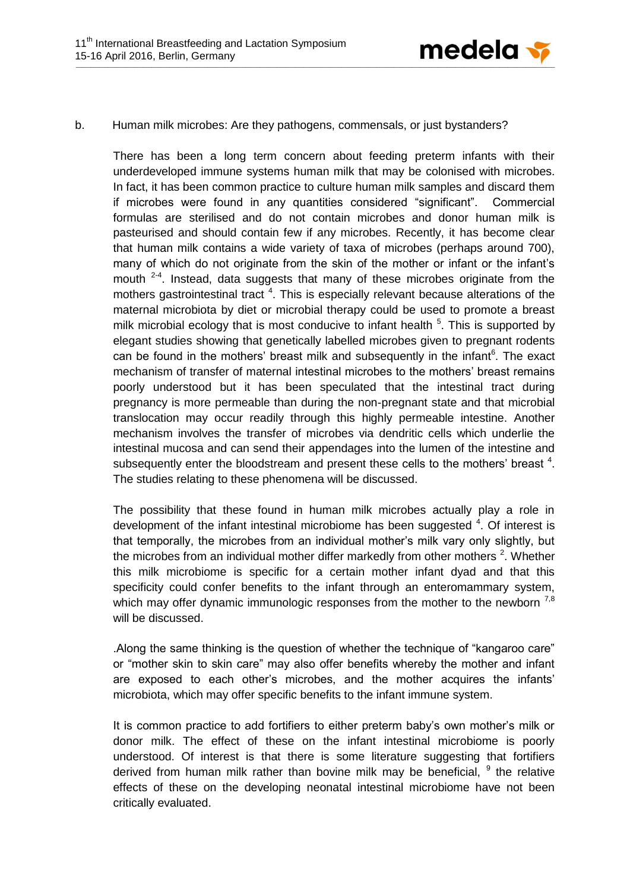b. Human milk microbes: Are they pathogens, commensals, or just bystanders?

There has been a long term concern about feeding preterm infants with their underdeveloped immune systems human milk that may be colonised with microbes. In fact, it has been common practice to culture human milk samples and discard them if microbes were found in any quantities considered "significant". Commercial formulas are sterilised and do not contain microbes and donor human milk is pasteurised and should contain few if any microbes. Recently, it has become clear that human milk contains a wide variety of taxa of microbes (perhaps around 700), many of which do not originate from the skin of the mother or infant or the infant's mouth [2-4]. Instead, data suggests that many of these microbes originate from the mothers gastrointestinal tract [4]. This is especially relevant because alterations of the maternal microbiota by diet or microbial therapy could be used to promote a breast milk microbial ecology that is most conducive to infant health [5]. This is supported by elegant studies showing that genetically labelled microbes given to pregnant rodents can be found in the mothers' breast milk and subsequently in the infant[6]. The exact mechanism of transfer of maternal intestinal microbes to the mothers' breast remains poorly understood but it has been speculated that the intestinal tract during pregnancy is more permeable than during the non-pregnant state and that microbial translocation may occur readily through this highly permeable intestine. Another mechanism involves the transfer of microbes via dendritic cells which underlie the intestinal mucosa and can send their appendages into the lumen of the intestine and subsequently enter the bloodstream and present these cells to the mothers' breast [4]. The studies relating to these phenomena will be discussed.

The possibility that these found in human milk microbes actually play a role in development of the infant intestinal microbiome has been suggested [4]. Of interest is that temporally, the microbes from an individual mother's milk vary only slightly, but the microbes from an individual mother differ markedly from other mothers [2]. Whether this milk microbiome is specific for a certain mother infant dyad and that this specificity could confer benefits to the infant through an enteromammary system, which may offer dynamic immunologic responses from the mother to the newborn [7,8] will be discussed.

.Along the same thinking is the question of whether the technique of "kangaroo care" or "mother skin to skin care" may also offer benefits whereby the mother and infant are exposed to each other's microbes, and the mother acquires the infants' microbiota, which may offer specific benefits to the infant immune system.

It is common practice to add fortifiers to either preterm baby's own mother's milk or donor milk. The effect of these on the infant intestinal microbiome is poorly understood. Of interest is that there is some literature suggesting that fortifiers derived from human milk rather than bovine milk may be beneficial, [9] the relative effects of these on the developing neonatal intestinal microbiome have not been critically evaluated.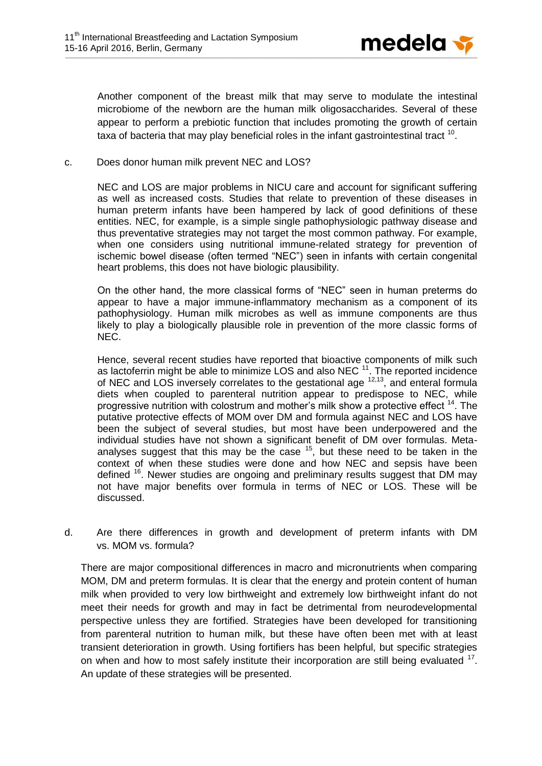Another component of the breast milk that may serve to modulate the intestinal microbiome of the newborn are the human milk oligosaccharides. Several of these appear to perform a prebiotic function that includes promoting the growth of certain taxa of bacteria that may play beneficial roles in the infant gastrointestinal tract [10].

c. Does donor human milk prevent NEC and LOS?

NEC and LOS are major problems in NICU care and account for significant suffering as well as increased costs. Studies that relate to prevention of these diseases in human preterm infants have been hampered by lack of good definitions of these entities. NEC, for example, is a simple single pathophysiologic pathway disease and thus preventative strategies may not target the most common pathway. For example, when one considers using nutritional immune-related strategy for prevention of ischemic bowel disease (often termed "NEC") seen in infants with certain congenital heart problems, this does not have biologic plausibility.

On the other hand, the more classical forms of "NEC" seen in human preterms do appear to have a major immune-inflammatory mechanism as a component of its pathophysiology. Human milk microbes as well as immune components are thus likely to play a biologically plausible role in prevention of the more classic forms of NEC.

Hence, several recent studies have reported that bioactive components of milk such as lactoferrin might be able to minimize LOS and also NEC [11]. The reported incidence of NEC and LOS inversely correlates to the gestational age [12,13], and enteral formula diets when coupled to parenteral nutrition appear to predispose to NEC, while progressive nutrition with colostrum and mother's milk show a protective effect [14]. The putative protective effects of MOM over DM and formula against NEC and LOS have been the subject of several studies, but most have been underpowered and the individual studies have not shown a significant benefit of DM over formulas. Meta-analyses suggest that this may be the case [15], but these need to be taken in the context of when these studies were done and how NEC and sepsis have been defined [16]. Newer studies are ongoing and preliminary results suggest that DM may not have major benefits over formula in terms of NEC or LOS. These will be discussed.

d. Are there differences in growth and development of preterm infants with DM vs. MOM vs. formula?

There are major compositional differences in macro and micronutrients when comparing MOM, DM and preterm formulas. It is clear that the energy and protein content of human milk when provided to very low birthweight and extremely low birthweight infant do not meet their needs for growth and may in fact be detrimental from neurodevelopmental perspective unless they are fortified. Strategies have been developed for transitioning from parenteral nutrition to human milk, but these have often been met with at least transient deterioration in growth. Using fortifiers has been helpful, but specific strategies on when and how to most safely institute their incorporation are still being evaluated [17]. An update of these strategies will be presented.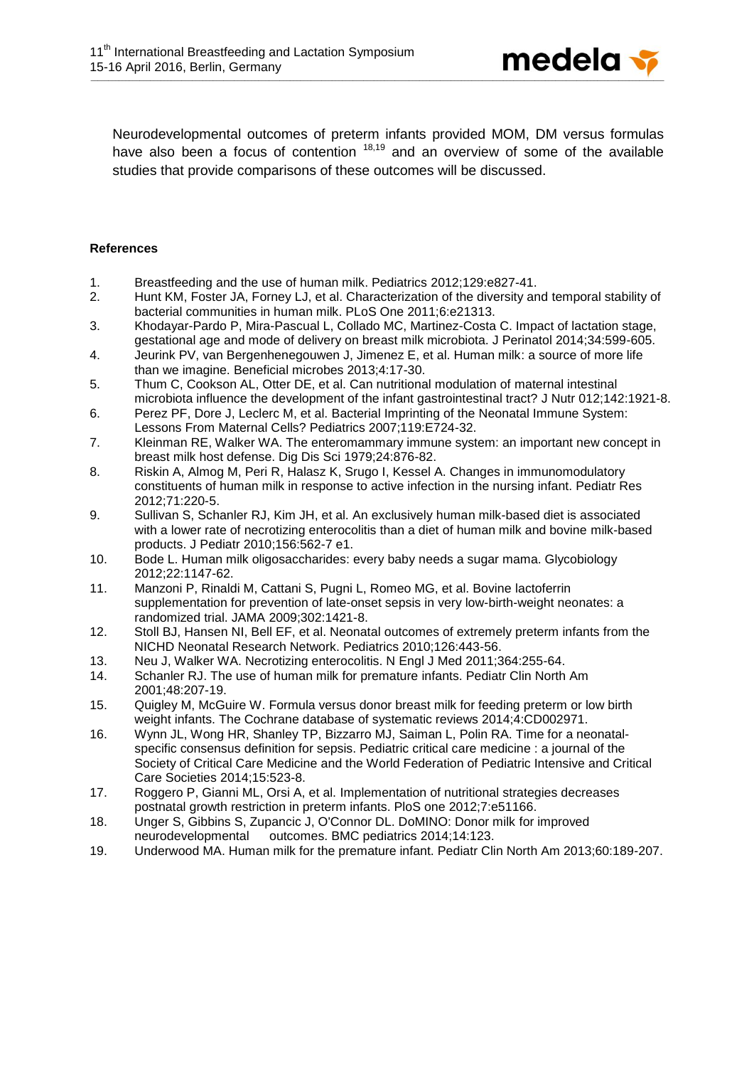Neurodevelopmental outcomes of preterm infants provided MOM, DM versus formulas have also been a focus of contention [18,19] and an overview of some of the available studies that provide comparisons of these outcomes will be discussed.

**References**

1. Breastfeeding and the use of human milk. Pediatrics 2012;129:e827-41.
2. Hunt KM, Foster JA, Forney LJ, et al. Characterization of the diversity and temporal stability of bacterial communities in human milk. PLoS One 2011;6:e21313.
3. Khodayar-Pardo P, Mira-Pascual L, Collado MC, Martinez-Costa C. Impact of lactation stage, gestational age and mode of delivery on breast milk microbiota. J Perinatol 2014;34:599-605.
4. Jeurink PV, van Bergenhenegouwen J, Jimenez E, et al. Human milk: a source of more life than we imagine. Beneficial microbes 2013;4:17-30.
5. Thum C, Cookson AL, Otter DE, et al. Can nutritional modulation of maternal intestinal microbiota influence the development of the infant gastrointestinal tract? J Nutr 012;142:1921-8.
6. Perez PF, Dore J, Leclerc M, et al. Bacterial Imprinting of the Neonatal Immune System: Lessons From Maternal Cells? Pediatrics 2007;119:E724-32.
7. Kleinman RE, Walker WA. The enteromammary immune system: an important new concept in breast milk host defense. Dig Dis Sci 1979;24:876-82.
8. Riskin A, Almog M, Peri R, Halasz K, Srugo I, Kessel A. Changes in immunomodulatory constituents of human milk in response to active infection in the nursing infant. Pediatr Res 2012;71:220-5.
9. Sullivan S, Schanler RJ, Kim JH, et al. An exclusively human milk-based diet is associated with a lower rate of necrotizing enterocolitis than a diet of human milk and bovine milk-based products. J Pediatr 2010;156:562-7 e1.
10. Bode L. Human milk oligosaccharides: every baby needs a sugar mama. Glycobiology 2012;22:1147-62.
11. Manzoni P, Rinaldi M, Cattani S, Pugni L, Romeo MG, et al. Bovine lactoferrin supplementation for prevention of late-onset sepsis in very low-birth-weight neonates: a randomized trial. JAMA 2009;302:1421-8.
12. Stoll BJ, Hansen NI, Bell EF, et al. Neonatal outcomes of extremely preterm infants from the NICHD Neonatal Research Network. Pediatrics 2010;126:443-56.
13. Neu J, Walker WA. Necrotizing enterocolitis. N Engl J Med 2011;364:255-64.
14. Schanler RJ. The use of human milk for premature infants. Pediatr Clin North Am 2001;48:207-19.
15. Quigley M, McGuire W. Formula versus donor breast milk for feeding preterm or low birth weight infants. The Cochrane database of systematic reviews 2014;4:CD002971.
16. Wynn JL, Wong HR, Shanley TP, Bizzarro MJ, Saiman L, Polin RA. Time for a neonatal-specific consensus definition for sepsis. Pediatric critical care medicine : a journal of the Society of Critical Care Medicine and the World Federation of Pediatric Intensive and Critical Care Societies 2014;15:523-8.
17. Roggero P, Gianni ML, Orsi A, et al. Implementation of nutritional strategies decreases postnatal growth restriction in preterm infants. PloS one 2012;7:e51166.
18. Unger S, Gibbins S, Zupancic J, O'Connor DL. DoMINO: Donor milk for improved neurodevelopmental outcomes. BMC pediatrics 2014;14:123.
19. Underwood MA. Human milk for the premature infant. Pediatr Clin North Am 2013;60:189-207.